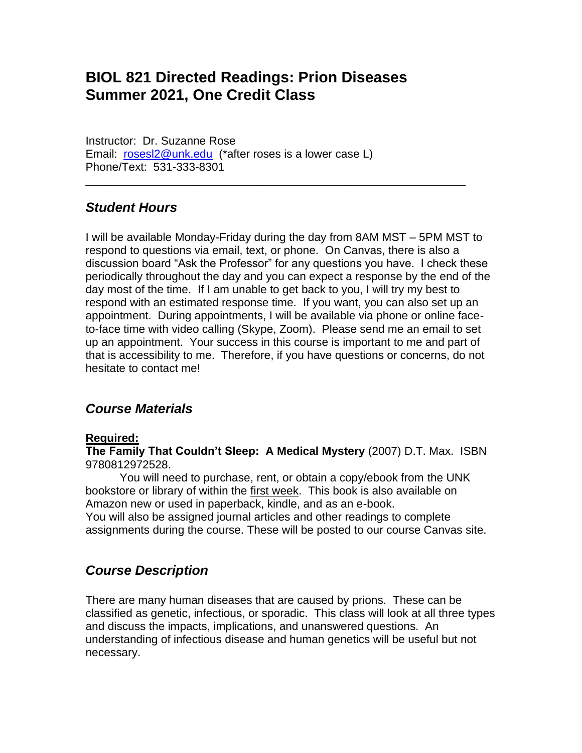# BIOL 821 Directed Readings: Prion Diseases
# Summer 2021, One Credit Class

Instructor: Dr. Suzanne Rose
Email: [rosesl2@unk.edu](mailto:rosesl2@unk.edu) (*after roses is a lower case L)
Phone/Text: 531-333-8301

---

## *Student Hours*

I will be available Monday-Friday during the day from 8AM MST – 5PM MST to respond to questions via email, text, or phone. On Canvas, there is also a discussion board "Ask the Professor" for any questions you have. I check these periodically throughout the day and you can expect a response by the end of the day most of the time. If I am unable to get back to you, I will try my best to respond with an estimated response time. If you want, you can also set up an appointment. During appointments, I will be available via phone or online face-to-face time with video calling (Skype, Zoom). Please send me an email to set up an appointment. Your success in this course is important to me and part of that is accessibility to me. Therefore, if you have questions or concerns, do not hesitate to contact me!

## *Course Materials*

**Required:**
**The Family That Couldn't Sleep: A Medical Mystery** (2007) D.T. Max. ISBN 9780812972528.

You will need to purchase, rent, or obtain a copy/ebook from the UNK bookstore or library of within the first week. This book is also available on Amazon new or used in paperback, kindle, and as an e-book.
You will also be assigned journal articles and other readings to complete assignments during the course. These will be posted to our course Canvas site.

## *Course Description*

There are many human diseases that are caused by prions. These can be classified as genetic, infectious, or sporadic. This class will look at all three types and discuss the impacts, implications, and unanswered questions. An understanding of infectious disease and human genetics will be useful but not necessary.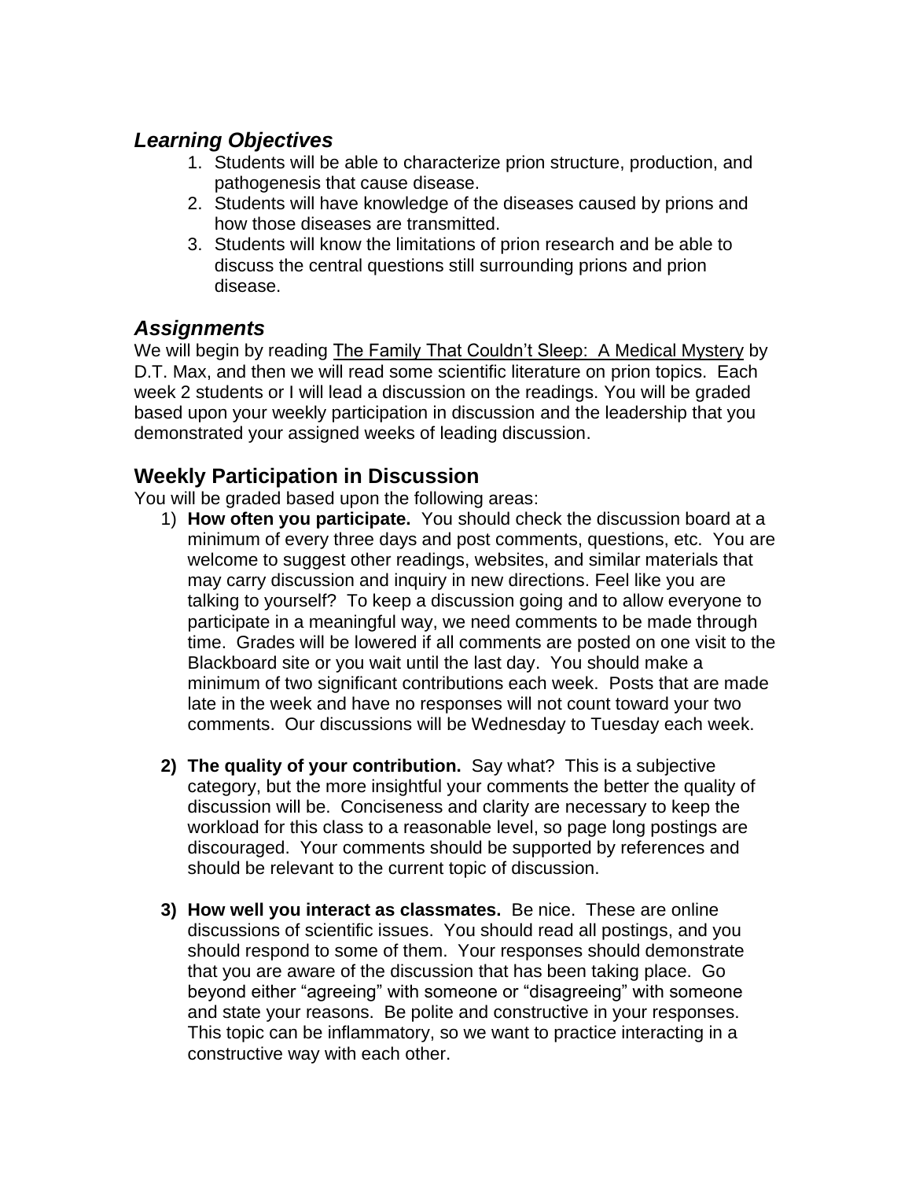## *Learning Objectives*

1. Students will be able to characterize prion structure, production, and pathogenesis that cause disease.
2. Students will have knowledge of the diseases caused by prions and how those diseases are transmitted.
3. Students will know the limitations of prion research and be able to discuss the central questions still surrounding prions and prion disease.

## *Assignments*

We will begin by reading The Family That Couldn't Sleep: A Medical Mystery by D.T. Max, and then we will read some scientific literature on prion topics. Each week 2 students or I will lead a discussion on the readings. You will be graded based upon your weekly participation in discussion and the leadership that you demonstrated your assigned weeks of leading discussion.

## Weekly Participation in Discussion

You will be graded based upon the following areas:

1) **How often you participate.** You should check the discussion board at a minimum of every three days and post comments, questions, etc. You are welcome to suggest other readings, websites, and similar materials that may carry discussion and inquiry in new directions. Feel like you are talking to yourself? To keep a discussion going and to allow everyone to participate in a meaningful way, we need comments to be made through time. Grades will be lowered if all comments are posted on one visit to the Blackboard site or you wait until the last day. You should make a minimum of two significant contributions each week. Posts that are made late in the week and have no responses will not count toward your two comments. Our discussions will be Wednesday to Tuesday each week.

2) **The quality of your contribution.** Say what? This is a subjective category, but the more insightful your comments the better the quality of discussion will be. Conciseness and clarity are necessary to keep the workload for this class to a reasonable level, so page long postings are discouraged. Your comments should be supported by references and should be relevant to the current topic of discussion.

3) **How well you interact as classmates.** Be nice. These are online discussions of scientific issues. You should read all postings, and you should respond to some of them. Your responses should demonstrate that you are aware of the discussion that has been taking place. Go beyond either "agreeing" with someone or "disagreeing" with someone and state your reasons. Be polite and constructive in your responses. This topic can be inflammatory, so we want to practice interacting in a constructive way with each other.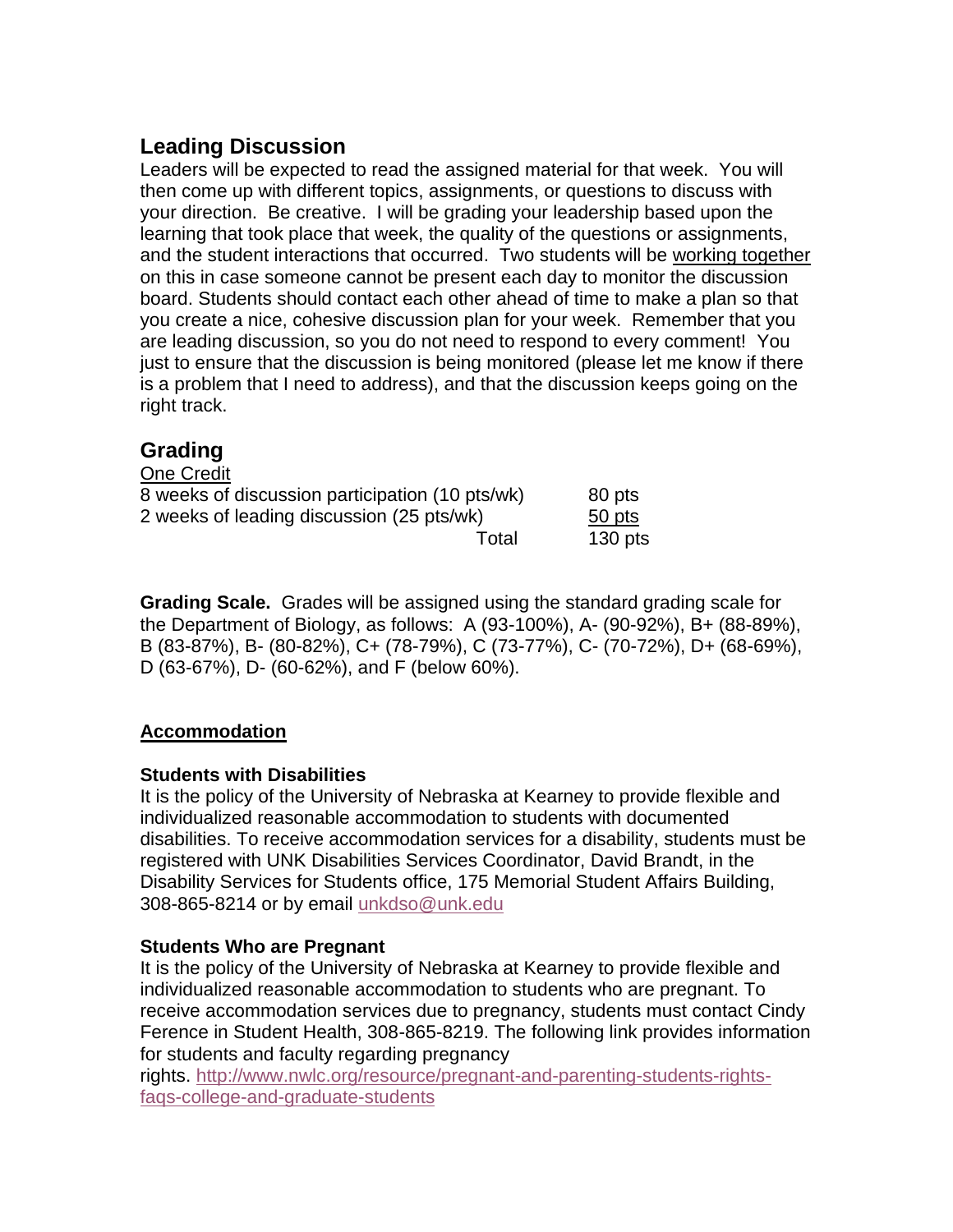## Leading Discussion

Leaders will be expected to read the assigned material for that week. You will then come up with different topics, assignments, or questions to discuss with your direction. Be creative. I will be grading your leadership based upon the learning that took place that week, the quality of the questions or assignments, and the student interactions that occurred. Two students will be working together on this in case someone cannot be present each day to monitor the discussion board. Students should contact each other ahead of time to make a plan so that you create a nice, cohesive discussion plan for your week. Remember that you are leading discussion, so you do not need to respond to every comment! You just to ensure that the discussion is being monitored (please let me know if there is a problem that I need to address), and that the discussion keeps going on the right track.

## Grading

One Credit

| | |
|---|---|
| 8 weeks of discussion participation (10 pts/wk) | 80 pts |
| 2 weeks of leading discussion (25 pts/wk) | 50 pts |
| Total | 130 pts |

**Grading Scale.** Grades will be assigned using the standard grading scale for the Department of Biology, as follows: A (93-100%), A- (90-92%), B+ (88-89%), B (83-87%), B- (80-82%), C+ (78-79%), C (73-77%), C- (70-72%), D+ (68-69%), D (63-67%), D- (60-62%), and F (below 60%).

### Accommodation

**Students with Disabilities**

It is the policy of the University of Nebraska at Kearney to provide flexible and individualized reasonable accommodation to students with documented disabilities. To receive accommodation services for a disability, students must be registered with UNK Disabilities Services Coordinator, David Brandt, in the Disability Services for Students office, 175 Memorial Student Affairs Building, 308-865-8214 or by email unkdso@unk.edu

**Students Who are Pregnant**

It is the policy of the University of Nebraska at Kearney to provide flexible and individualized reasonable accommodation to students who are pregnant. To receive accommodation services due to pregnancy, students must contact Cindy Ference in Student Health, 308-865-8219. The following link provides information for students and faculty regarding pregnancy rights. http://www.nwlc.org/resource/pregnant-and-parenting-students-rights-faqs-college-and-graduate-students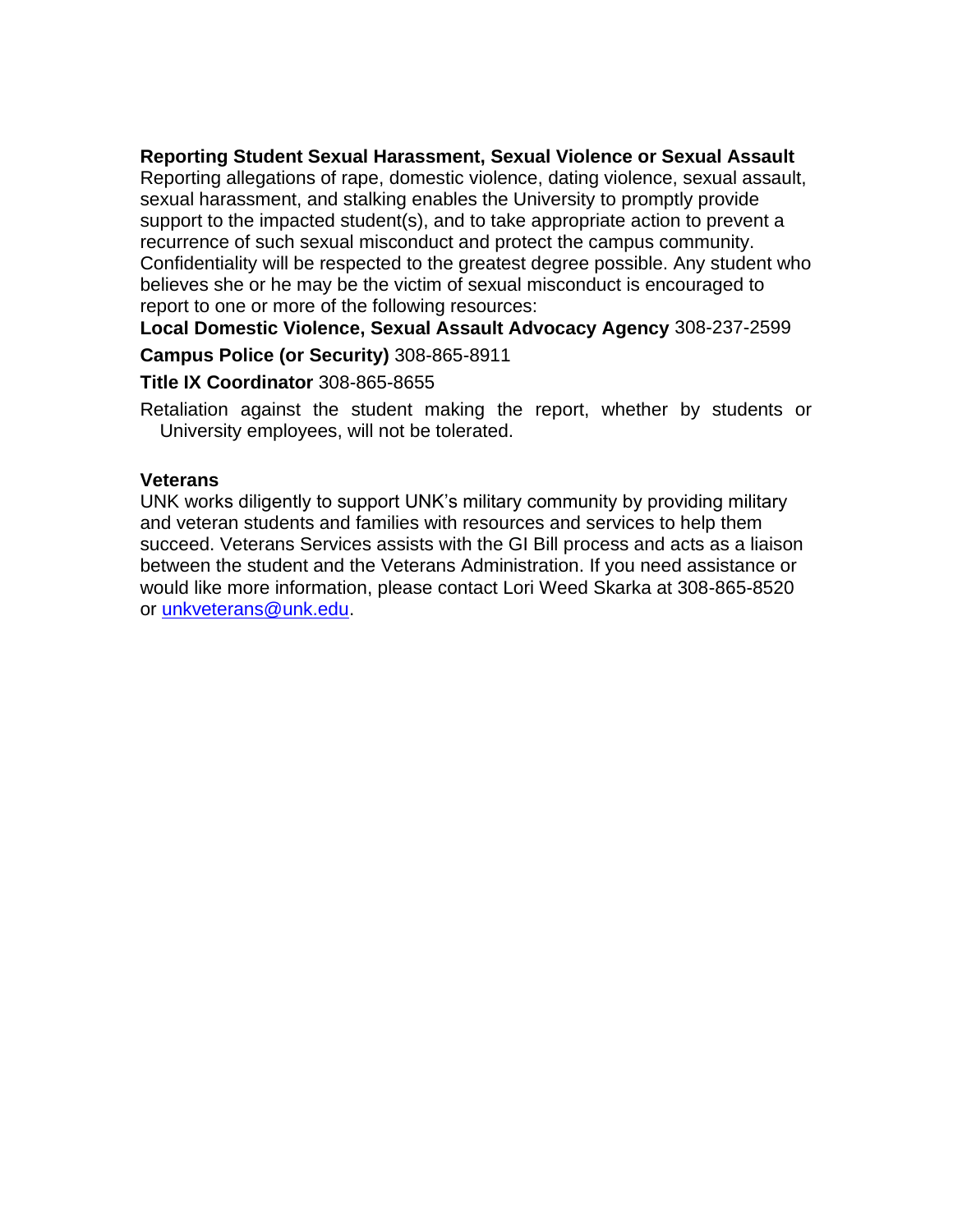**Reporting Student Sexual Harassment, Sexual Violence or Sexual Assault**
Reporting allegations of rape, domestic violence, dating violence, sexual assault, sexual harassment, and stalking enables the University to promptly provide support to the impacted student(s), and to take appropriate action to prevent a recurrence of such sexual misconduct and protect the campus community. Confidentiality will be respected to the greatest degree possible. Any student who believes she or he may be the victim of sexual misconduct is encouraged to report to one or more of the following resources:

**Local Domestic Violence, Sexual Assault Advocacy Agency** 308-237-2599

**Campus Police (or Security)** 308-865-8911

**Title IX Coordinator** 308-865-8655

Retaliation against the student making the report, whether by students or University employees, will not be tolerated.

**Veterans**
UNK works diligently to support UNK's military community by providing military and veteran students and families with resources and services to help them succeed. Veterans Services assists with the GI Bill process and acts as a liaison between the student and the Veterans Administration. If you need assistance or would like more information, please contact Lori Weed Skarka at 308-865-8520 or unkveterans@unk.edu.